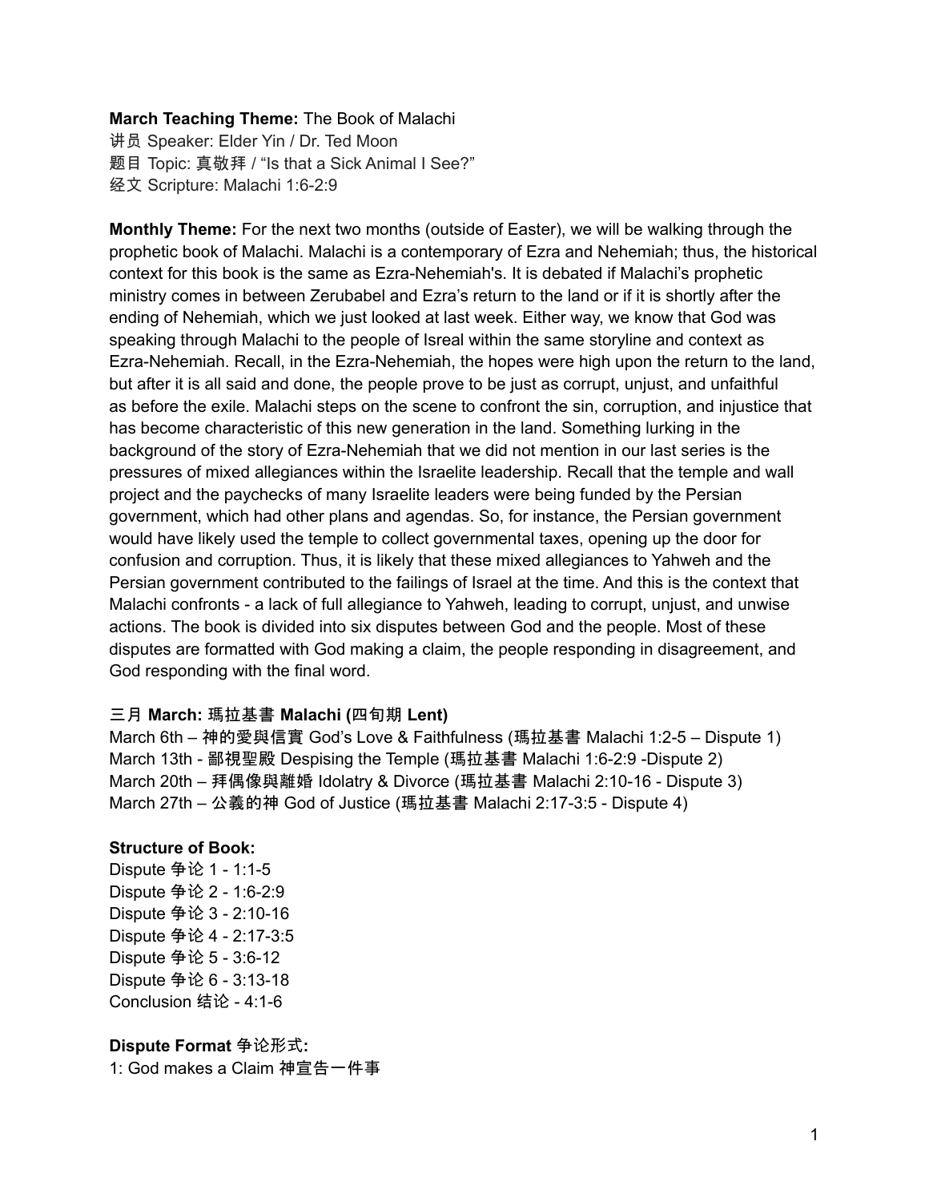**March Teaching Theme:** The Book of Malachi
讲员 Speaker: Elder Yin / Dr. Ted Moon
题目 Topic: 真敬拜 / "Is that a Sick Animal I See?"
经文 Scripture: Malachi 1:6-2:9

**Monthly Theme:** For the next two months (outside of Easter), we will be walking through the prophetic book of Malachi. Malachi is a contemporary of Ezra and Nehemiah; thus, the historical context for this book is the same as Ezra-Nehemiah's. It is debated if Malachi's prophetic ministry comes in between Zerubabel and Ezra's return to the land or if it is shortly after the ending of Nehemiah, which we just looked at last week. Either way, we know that God was speaking through Malachi to the people of Isreal within the same storyline and context as Ezra-Nehemiah. Recall, in the Ezra-Nehemiah, the hopes were high upon the return to the land, but after it is all said and done, the people prove to be just as corrupt, unjust, and unfaithful as before the exile. Malachi steps on the scene to confront the sin, corruption, and injustice that has become characteristic of this new generation in the land. Something lurking in the background of the story of Ezra-Nehemiah that we did not mention in our last series is the pressures of mixed allegiances within the Israelite leadership. Recall that the temple and wall project and the paychecks of many Israelite leaders were being funded by the Persian government, which had other plans and agendas. So, for instance, the Persian government would have likely used the temple to collect governmental taxes, opening up the door for confusion and corruption. Thus, it is likely that these mixed allegiances to Yahweh and the Persian government contributed to the failings of Israel at the time. And this is the context that Malachi confronts - a lack of full allegiance to Yahweh, leading to corrupt, unjust, and unwise actions. The book is divided into six disputes between God and the people. Most of these disputes are formatted with God making a claim, the people responding in disagreement, and God responding with the final word.

**三月 March: 瑪拉基書 Malachi (四旬期 Lent)**
March 6th – 神的愛與信實 God's Love & Faithfulness (瑪拉基書 Malachi 1:2-5 – Dispute 1)
March 13th - 鄙視聖殿 Despising the Temple (瑪拉基書 Malachi 1:6-2:9 -Dispute 2)
March 20th – 拜偶像與離婚 Idolatry & Divorce (瑪拉基書 Malachi 2:10-16 - Dispute 3)
March 27th – 公義的神 God of Justice (瑪拉基書 Malachi 2:17-3:5 - Dispute 4)

**Structure of Book:**
Dispute 争论 1 - 1:1-5
Dispute 争论 2 - 1:6-2:9
Dispute 争论 3 - 2:10-16
Dispute 争论 4 - 2:17-3:5
Dispute 争论 5 - 3:6-12
Dispute 争论 6 - 3:13-18
Conclusion 结论 - 4:1-6

**Dispute Format 争论形式:**
1: God makes a Claim 神宣告一件事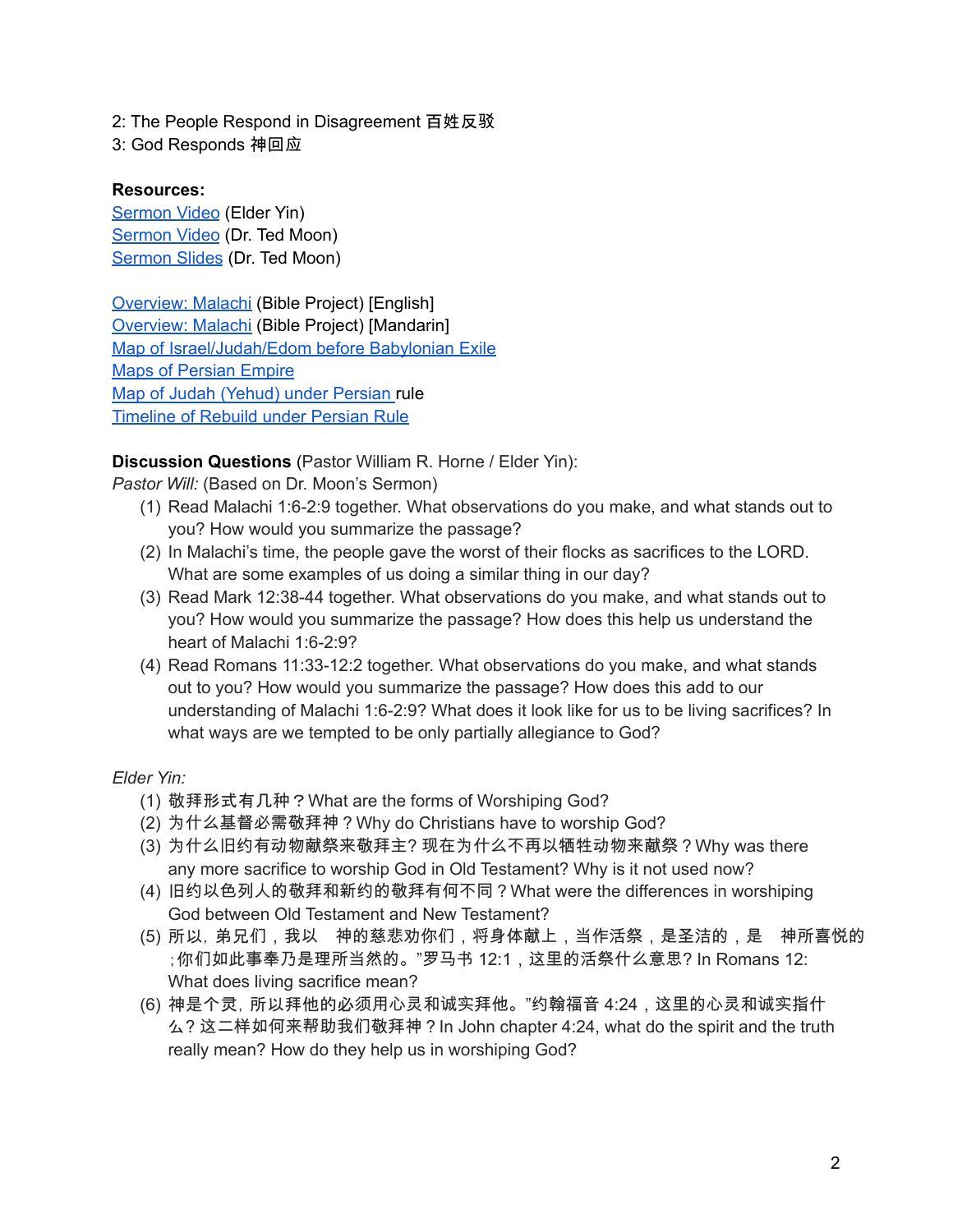2: The People Respond in Disagreement 百姓反驳
3: God Responds 神回应

**Resources:**
Sermon Video (Elder Yin)
Sermon Video (Dr. Ted Moon)
Sermon Slides (Dr. Ted Moon)

Overview: Malachi (Bible Project) [English]
Overview: Malachi (Bible Project) [Mandarin]
Map of Israel/Judah/Edom before Babylonian Exile
Maps of Persian Empire
Map of Judah (Yehud) under Persian rule
Timeline of Rebuild under Persian Rule

**Discussion Questions** (Pastor William R. Horne / Elder Yin):
*Pastor Will:* (Based on Dr. Moon's Sermon)

(1) Read Malachi 1:6-2:9 together. What observations do you make, and what stands out to you? How would you summarize the passage?
(2) In Malachi's time, the people gave the worst of their flocks as sacrifices to the LORD. What are some examples of us doing a similar thing in our day?
(3) Read Mark 12:38-44 together. What observations do you make, and what stands out to you? How would you summarize the passage? How does this help us understand the heart of Malachi 1:6-2:9?
(4) Read Romans 11:33-12:2 together. What observations do you make, and what stands out to you? How would you summarize the passage? How does this add to our understanding of Malachi 1:6-2:9? What does it look like for us to be living sacrifices? In what ways are we tempted to be only partially allegiance to God?

*Elder Yin:*

(1) 敬拜形式有几种？What are the forms of Worshiping God?
(2) 为什么基督必需敬拜神？Why do Christians have to worship God?
(3) 为什么旧约有动物献祭来敬拜主? 现在为什么不再以牺牲动物来献祭？Why was there any more sacrifice to worship God in Old Testament? Why is it not used now?
(4) 旧约以色列人的敬拜和新约的敬拜有何不同？What were the differences in worshiping God between Old Testament and New Testament?
(5) 所以，弟兄们，我以 神的慈悲劝你们，将身体献上，当作活祭，是圣洁的，是 神所喜悦的；你们如此事奉乃是理所当然的。"罗马书 12:1，这里的活祭什么意思? In Romans 12: What does living sacrifice mean?
(6) 神是个灵，所以拜他的必须用心灵和诚实拜他。"约翰福音 4:24，这里的心灵和诚实指什么？这二样如何来帮助我们敬拜神？In John chapter 4:24, what do the spirit and the truth really mean? How do they help us in worshiping God?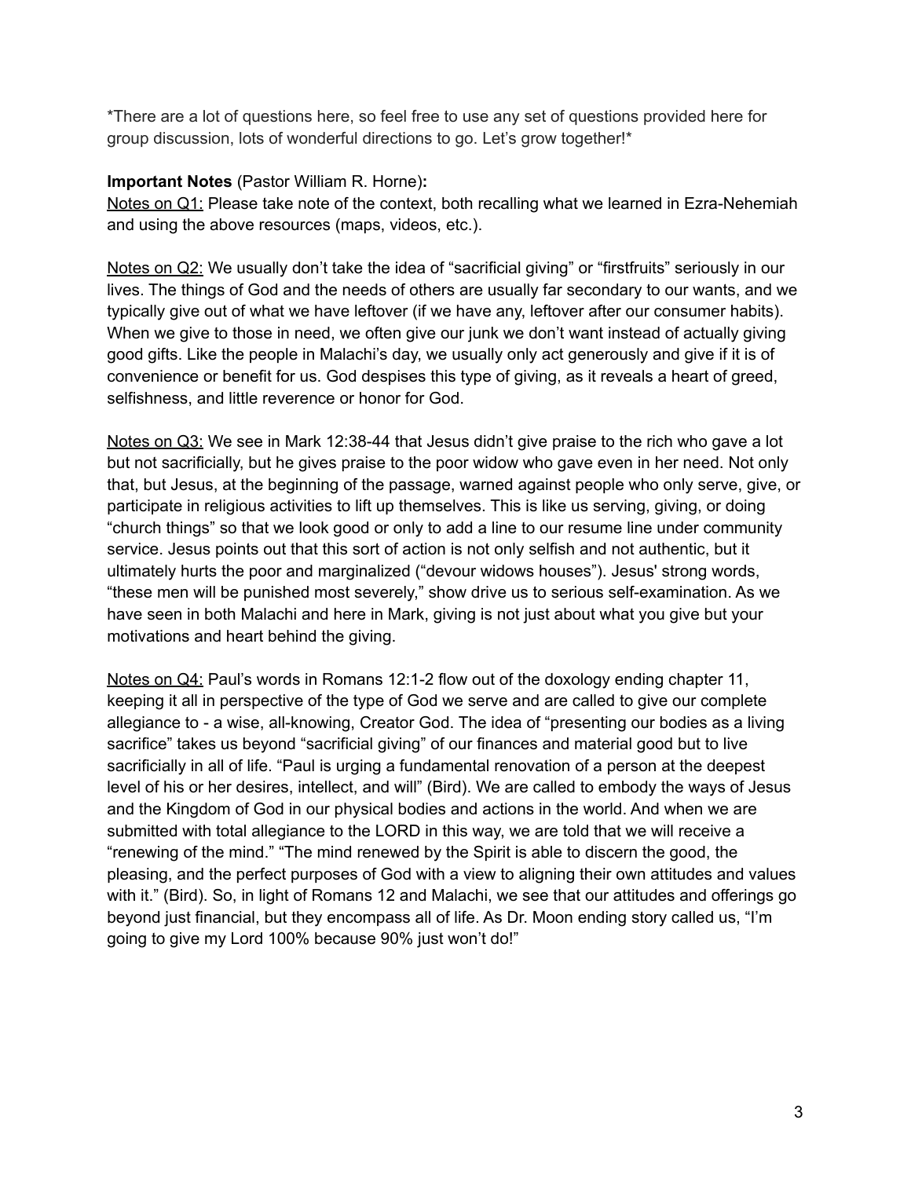*There are a lot of questions here, so feel free to use any set of questions provided here for group discussion, lots of wonderful directions to go. Let's grow together!*

**Important Notes** (Pastor William R. Horne)**:**

<u>Notes on Q1:</u> Please take note of the context, both recalling what we learned in Ezra-Nehemiah and using the above resources (maps, videos, etc.).

<u>Notes on Q2:</u> We usually don't take the idea of "sacrificial giving" or "firstfruits" seriously in our lives. The things of God and the needs of others are usually far secondary to our wants, and we typically give out of what we have leftover (if we have any, leftover after our consumer habits). When we give to those in need, we often give our junk we don't want instead of actually giving good gifts. Like the people in Malachi's day, we usually only act generously and give if it is of convenience or benefit for us. God despises this type of giving, as it reveals a heart of greed, selfishness, and little reverence or honor for God.

<u>Notes on Q3:</u> We see in Mark 12:38-44 that Jesus didn't give praise to the rich who gave a lot but not sacrificially, but he gives praise to the poor widow who gave even in her need. Not only that, but Jesus, at the beginning of the passage, warned against people who only serve, give, or participate in religious activities to lift up themselves. This is like us serving, giving, or doing "church things" so that we look good or only to add a line to our resume line under community service. Jesus points out that this sort of action is not only selfish and not authentic, but it ultimately hurts the poor and marginalized ("devour widows houses"). Jesus' strong words, "these men will be punished most severely," show drive us to serious self-examination. As we have seen in both Malachi and here in Mark, giving is not just about what you give but your motivations and heart behind the giving.

<u>Notes on Q4:</u> Paul's words in Romans 12:1-2 flow out of the doxology ending chapter 11, keeping it all in perspective of the type of God we serve and are called to give our complete allegiance to - a wise, all-knowing, Creator God. The idea of "presenting our bodies as a living sacrifice" takes us beyond "sacrificial giving" of our finances and material good but to live sacrificially in all of life. "Paul is urging a fundamental renovation of a person at the deepest level of his or her desires, intellect, and will" (Bird). We are called to embody the ways of Jesus and the Kingdom of God in our physical bodies and actions in the world. And when we are submitted with total allegiance to the LORD in this way, we are told that we will receive a "renewing of the mind." "The mind renewed by the Spirit is able to discern the good, the pleasing, and the perfect purposes of God with a view to aligning their own attitudes and values with it." (Bird). So, in light of Romans 12 and Malachi, we see that our attitudes and offerings go beyond just financial, but they encompass all of life. As Dr. Moon ending story called us, "I'm going to give my Lord 100% because 90% just won't do!"